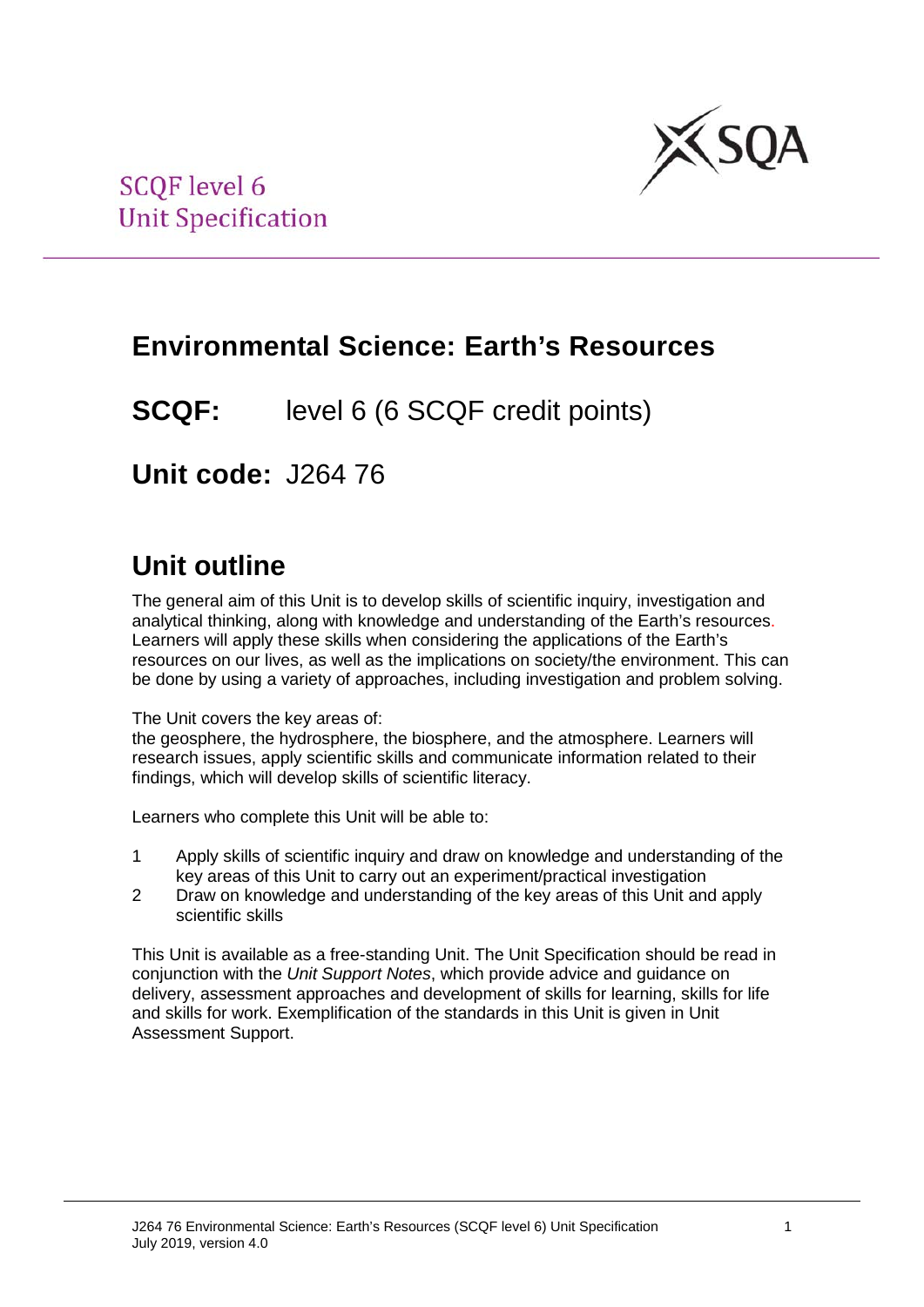SCQF level 6
Unit Specification

# Environmental Science: Earth's Resources

## **SCQF:** level 6 (6 SCQF credit points)

## **Unit code:** J264 76

# Unit outline

The general aim of this Unit is to develop skills of scientific inquiry, investigation and analytical thinking, along with knowledge and understanding of the Earth's resources. Learners will apply these skills when considering the applications of the Earth's resources on our lives, as well as the implications on society/the environment. This can be done by using a variety of approaches, including investigation and problem solving.

The Unit covers the key areas of:
the geosphere, the hydrosphere, the biosphere, and the atmosphere. Learners will research issues, apply scientific skills and communicate information related to their findings, which will develop skills of scientific literacy.

Learners who complete this Unit will be able to:

1. Apply skills of scientific inquiry and draw on knowledge and understanding of the key areas of this Unit to carry out an experiment/practical investigation
2. Draw on knowledge and understanding of the key areas of this Unit and apply scientific skills

This Unit is available as a free-standing Unit. The Unit Specification should be read in conjunction with the *Unit Support Notes*, which provide advice and guidance on delivery, assessment approaches and development of skills for learning, skills for life and skills for work. Exemplification of the standards in this Unit is given in Unit Assessment Support.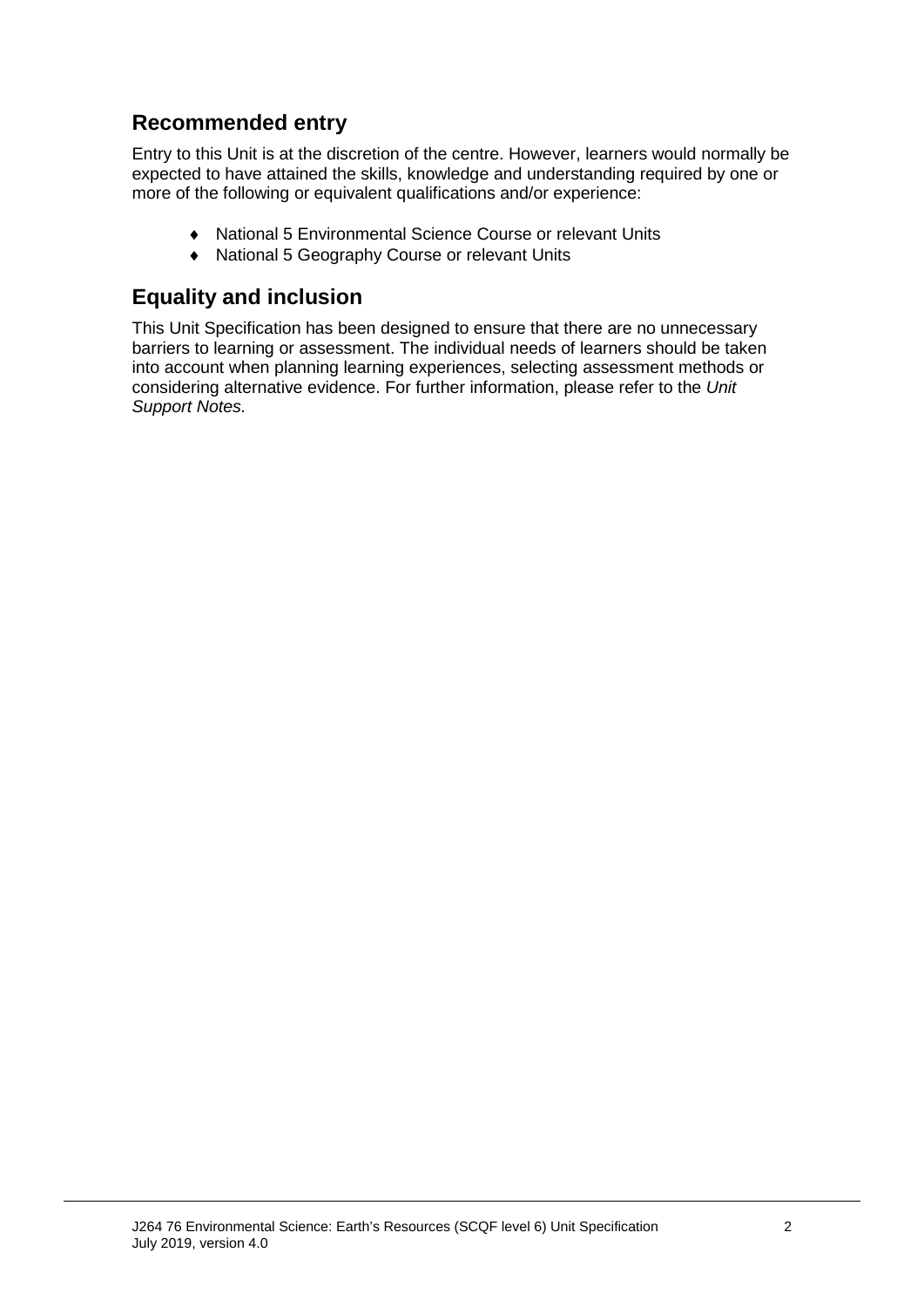## Recommended entry

Entry to this Unit is at the discretion of the centre. However, learners would normally be expected to have attained the skills, knowledge and understanding required by one or more of the following or equivalent qualifications and/or experience:

- National 5 Environmental Science Course or relevant Units
- National 5 Geography Course or relevant Units

## Equality and inclusion

This Unit Specification has been designed to ensure that there are no unnecessary barriers to learning or assessment. The individual needs of learners should be taken into account when planning learning experiences, selecting assessment methods or considering alternative evidence. For further information, please refer to the *Unit Support Notes.*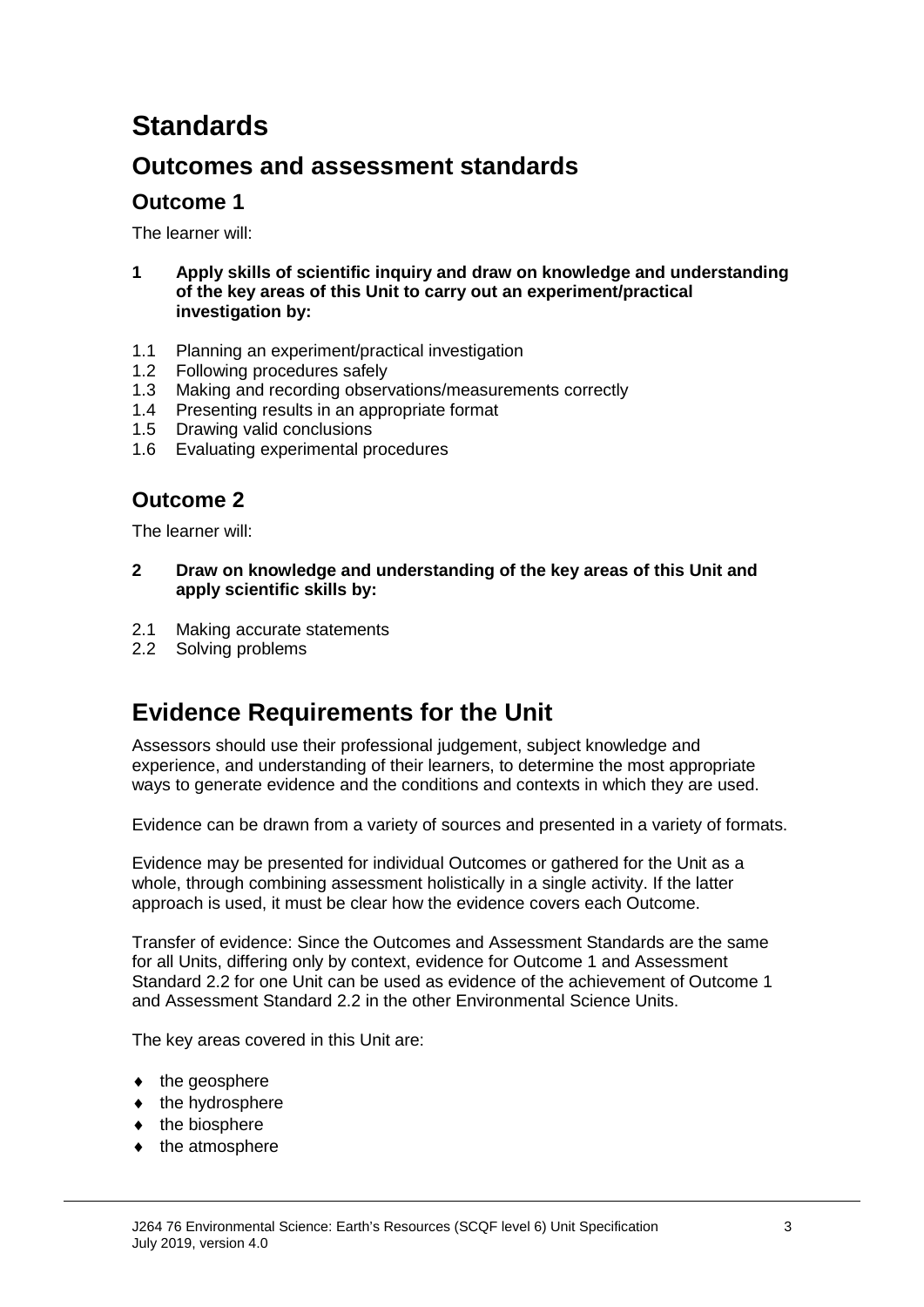# Standards

## Outcomes and assessment standards

### Outcome 1

The learner will:

**1 Apply skills of scientific inquiry and draw on knowledge and understanding of the key areas of this Unit to carry out an experiment/practical investigation by:**

1.1 Planning an experiment/practical investigation
1.2 Following procedures safely
1.3 Making and recording observations/measurements correctly
1.4 Presenting results in an appropriate format
1.5 Drawing valid conclusions
1.6 Evaluating experimental procedures

### Outcome 2

The learner will:

**2 Draw on knowledge and understanding of the key areas of this Unit and apply scientific skills by:**

2.1 Making accurate statements
2.2 Solving problems

# Evidence Requirements for the Unit

Assessors should use their professional judgement, subject knowledge and experience, and understanding of their learners, to determine the most appropriate ways to generate evidence and the conditions and contexts in which they are used.

Evidence can be drawn from a variety of sources and presented in a variety of formats.

Evidence may be presented for individual Outcomes or gathered for the Unit as a whole, through combining assessment holistically in a single activity. If the latter approach is used, it must be clear how the evidence covers each Outcome.

Transfer of evidence: Since the Outcomes and Assessment Standards are the same for all Units, differing only by context, evidence for Outcome 1 and Assessment Standard 2.2 for one Unit can be used as evidence of the achievement of Outcome 1 and Assessment Standard 2.2 in the other Environmental Science Units.

The key areas covered in this Unit are:

- the geosphere
- the hydrosphere
- the biosphere
- the atmosphere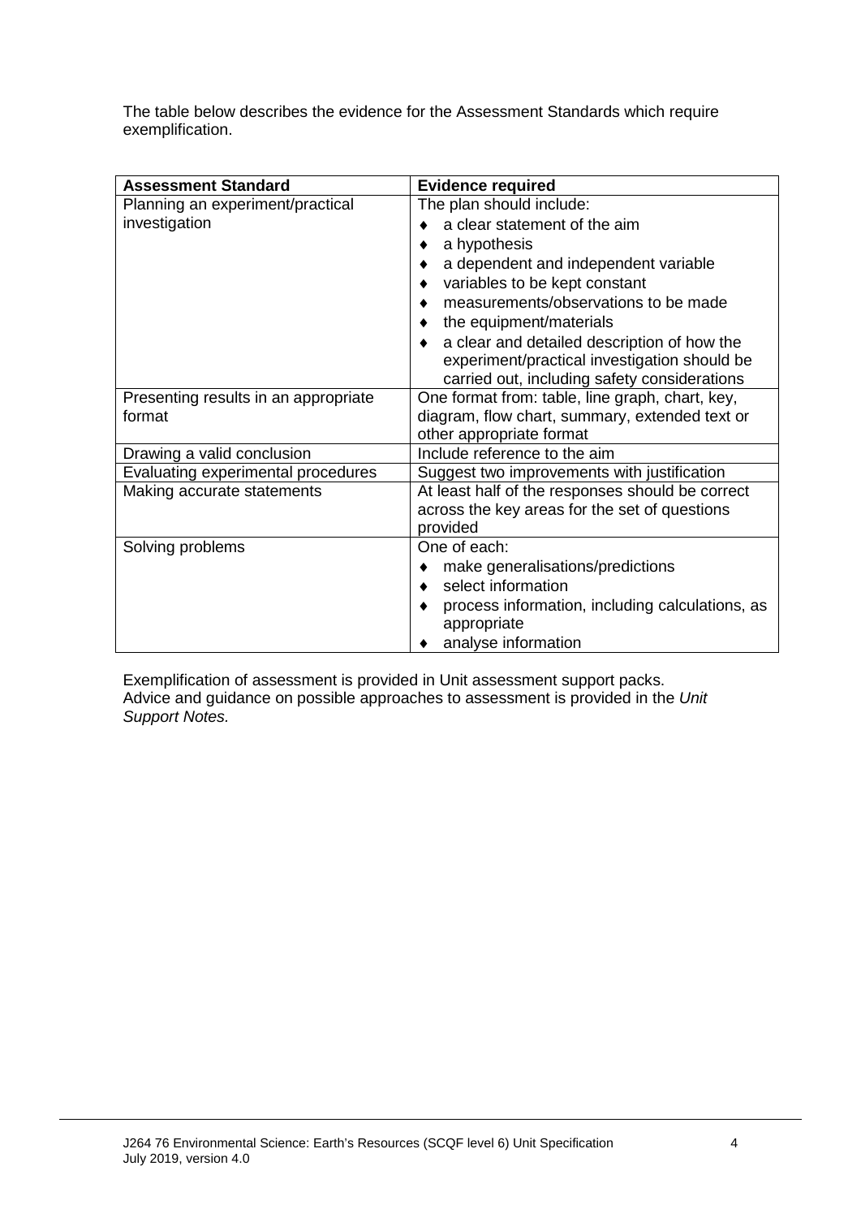The table below describes the evidence for the Assessment Standards which require exemplification.

| Assessment Standard | Evidence required |
| --- | --- |
| Planning an experiment/practical investigation | The plan should include:<br>♦ a clear statement of the aim<br>♦ a hypothesis<br>♦ a dependent and independent variable<br>♦ variables to be kept constant<br>♦ measurements/observations to be made<br>♦ the equipment/materials<br>♦ a clear and detailed description of how the experiment/practical investigation should be carried out, including safety considerations |
| Presenting results in an appropriate format | One format from: table, line graph, chart, key, diagram, flow chart, summary, extended text or other appropriate format |
| Drawing a valid conclusion | Include reference to the aim |
| Evaluating experimental procedures | Suggest two improvements with justification |
| Making accurate statements | At least half of the responses should be correct across the key areas for the set of questions provided |
| Solving problems | One of each:<br>♦ make generalisations/predictions<br>♦ select information<br>♦ process information, including calculations, as appropriate<br>♦ analyse information |

Exemplification of assessment is provided in Unit assessment support packs. Advice and guidance on possible approaches to assessment is provided in the *Unit Support Notes.*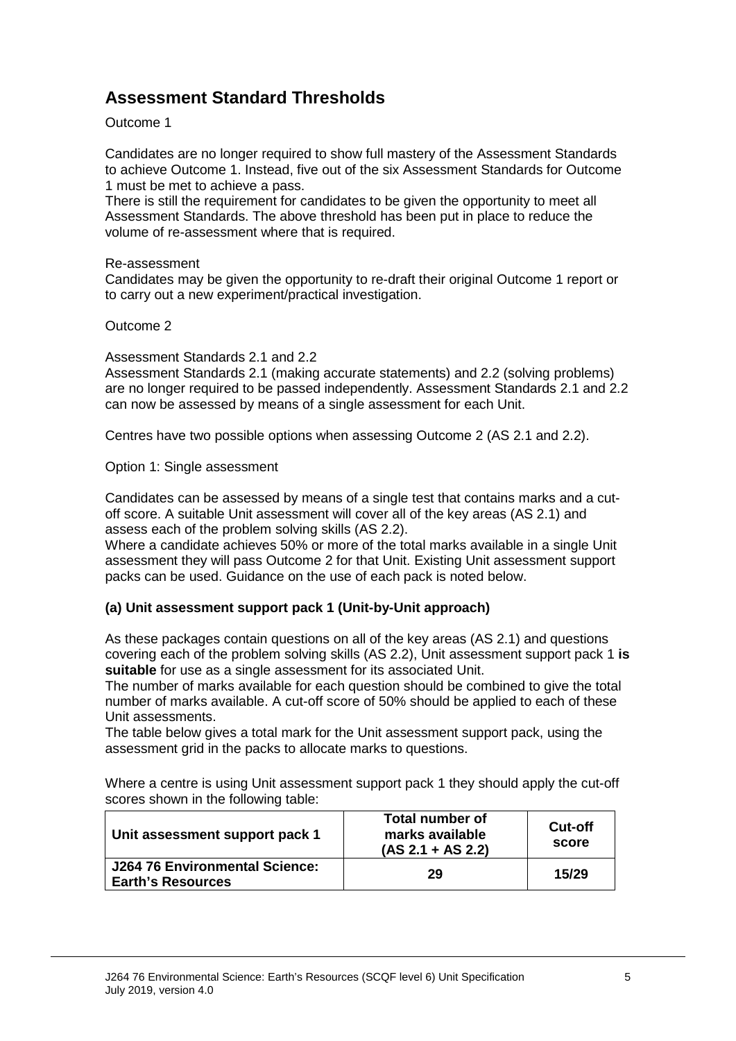## Assessment Standard Thresholds

Outcome 1

Candidates are no longer required to show full mastery of the Assessment Standards to achieve Outcome 1. Instead, five out of the six Assessment Standards for Outcome 1 must be met to achieve a pass.

There is still the requirement for candidates to be given the opportunity to meet all Assessment Standards. The above threshold has been put in place to reduce the volume of re-assessment where that is required.

Re-assessment

Candidates may be given the opportunity to re-draft their original Outcome 1 report or to carry out a new experiment/practical investigation.

Outcome 2

Assessment Standards 2.1 and 2.2

Assessment Standards 2.1 (making accurate statements) and 2.2 (solving problems) are no longer required to be passed independently. Assessment Standards 2.1 and 2.2 can now be assessed by means of a single assessment for each Unit.

Centres have two possible options when assessing Outcome 2 (AS 2.1 and 2.2).

Option 1: Single assessment

Candidates can be assessed by means of a single test that contains marks and a cut-off score. A suitable Unit assessment will cover all of the key areas (AS 2.1) and assess each of the problem solving skills (AS 2.2).

Where a candidate achieves 50% or more of the total marks available in a single Unit assessment they will pass Outcome 2 for that Unit. Existing Unit assessment support packs can be used. Guidance on the use of each pack is noted below.

**(a) Unit assessment support pack 1 (Unit-by-Unit approach)**

As these packages contain questions on all of the key areas (AS 2.1) and questions covering each of the problem solving skills (AS 2.2), Unit assessment support pack 1 **is suitable** for use as a single assessment for its associated Unit.

The number of marks available for each question should be combined to give the total number of marks available. A cut-off score of 50% should be applied to each of these Unit assessments.

The table below gives a total mark for the Unit assessment support pack, using the assessment grid in the packs to allocate marks to questions.

Where a centre is using Unit assessment support pack 1 they should apply the cut-off scores shown in the following table:

| Unit assessment support pack 1 | Total number of marks available (AS 2.1 + AS 2.2) | Cut-off score |
|---|---|---|
| **J264 76 Environmental Science: Earth's Resources** | **29** | **15/29** |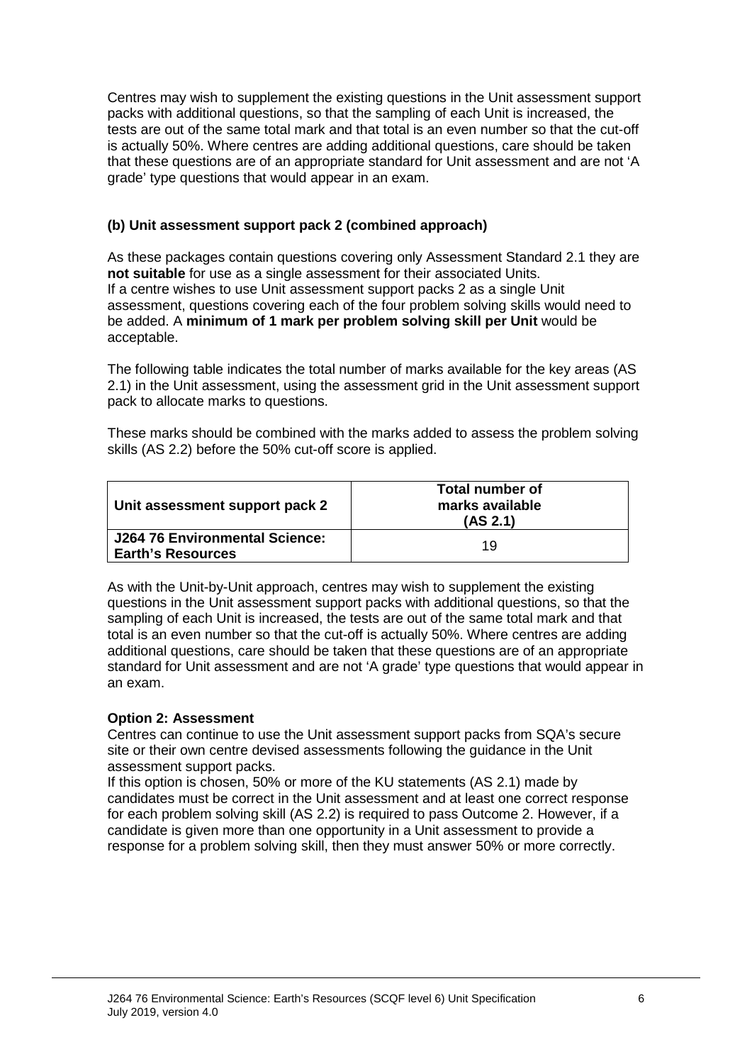Centres may wish to supplement the existing questions in the Unit assessment support packs with additional questions, so that the sampling of each Unit is increased, the tests are out of the same total mark and that total is an even number so that the cut-off is actually 50%. Where centres are adding additional questions, care should be taken that these questions are of an appropriate standard for Unit assessment and are not 'A grade' type questions that would appear in an exam.

**(b) Unit assessment support pack 2 (combined approach)**

As these packages contain questions covering only Assessment Standard 2.1 they are **not suitable** for use as a single assessment for their associated Units. If a centre wishes to use Unit assessment support packs 2 as a single Unit assessment, questions covering each of the four problem solving skills would need to be added. A **minimum of 1 mark per problem solving skill per Unit** would be acceptable.

The following table indicates the total number of marks available for the key areas (AS 2.1) in the Unit assessment, using the assessment grid in the Unit assessment support pack to allocate marks to questions.

These marks should be combined with the marks added to assess the problem solving skills (AS 2.2) before the 50% cut-off score is applied.

| Unit assessment support pack 2 | Total number of marks available (AS 2.1) |
|---|---|
| **J264 76 Environmental Science: Earth's Resources** | 19 |

As with the Unit-by-Unit approach, centres may wish to supplement the existing questions in the Unit assessment support packs with additional questions, so that the sampling of each Unit is increased, the tests are out of the same total mark and that total is an even number so that the cut-off is actually 50%. Where centres are adding additional questions, care should be taken that these questions are of an appropriate standard for Unit assessment and are not 'A grade' type questions that would appear in an exam.

**Option 2: Assessment**

Centres can continue to use the Unit assessment support packs from SQA's secure site or their own centre devised assessments following the guidance in the Unit assessment support packs.

If this option is chosen, 50% or more of the KU statements (AS 2.1) made by candidates must be correct in the Unit assessment and at least one correct response for each problem solving skill (AS 2.2) is required to pass Outcome 2. However, if a candidate is given more than one opportunity in a Unit assessment to provide a response for a problem solving skill, then they must answer 50% or more correctly.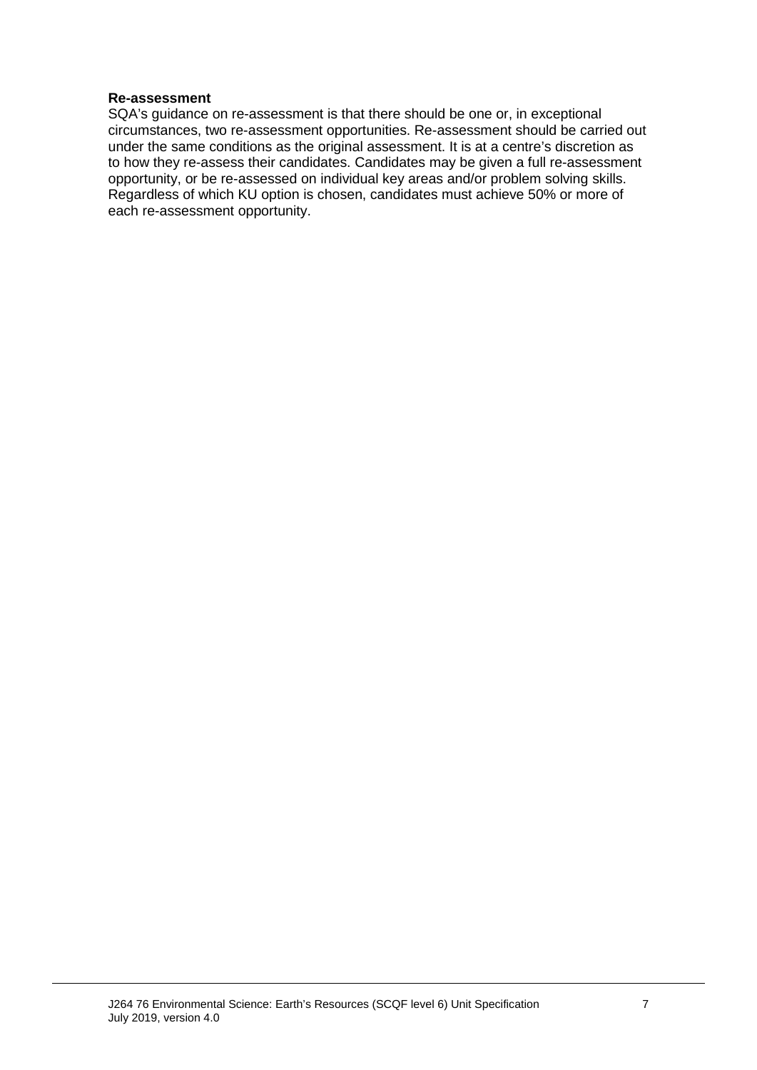**Re-assessment**

SQA's guidance on re-assessment is that there should be one or, in exceptional circumstances, two re-assessment opportunities. Re-assessment should be carried out under the same conditions as the original assessment. It is at a centre's discretion as to how they re-assess their candidates. Candidates may be given a full re-assessment opportunity, or be re-assessed on individual key areas and/or problem solving skills. Regardless of which KU option is chosen, candidates must achieve 50% or more of each re-assessment opportunity.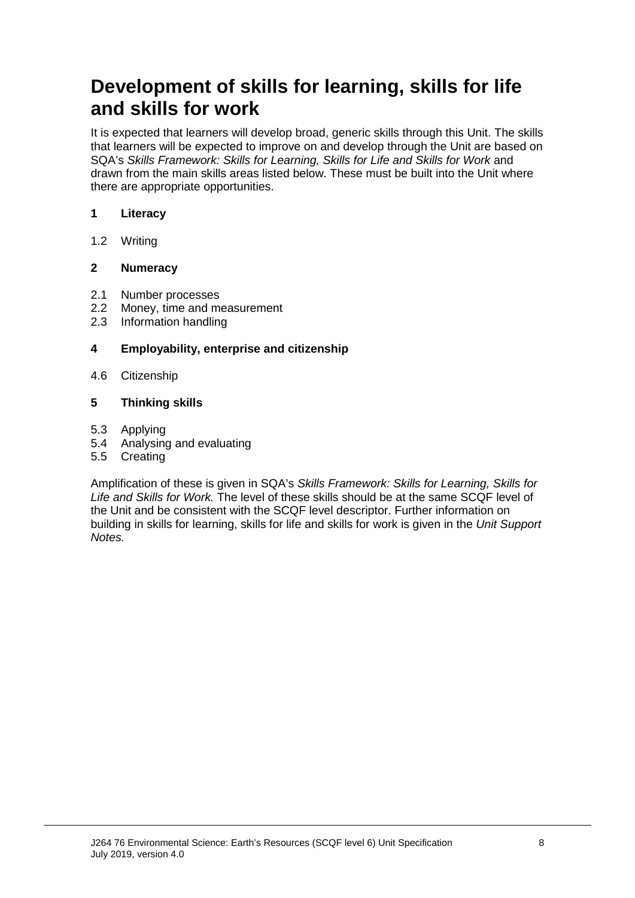# Development of skills for learning, skills for life and skills for work

It is expected that learners will develop broad, generic skills through this Unit. The skills that learners will be expected to improve on and develop through the Unit are based on SQA's *Skills Framework: Skills for Learning, Skills for Life and Skills for Work* and drawn from the main skills areas listed below. These must be built into the Unit where there are appropriate opportunities.

**1 Literacy**

1.2 Writing

**2 Numeracy**

2.1 Number processes
2.2 Money, time and measurement
2.3 Information handling

**4 Employability, enterprise and citizenship**

4.6 Citizenship

**5 Thinking skills**

5.3 Applying
5.4 Analysing and evaluating
5.5 Creating

Amplification of these is given in SQA's *Skills Framework: Skills for Learning, Skills for Life and Skills for Work.* The level of these skills should be at the same SCQF level of the Unit and be consistent with the SCQF level descriptor. Further information on building in skills for learning, skills for life and skills for work is given in the *Unit Support Notes.*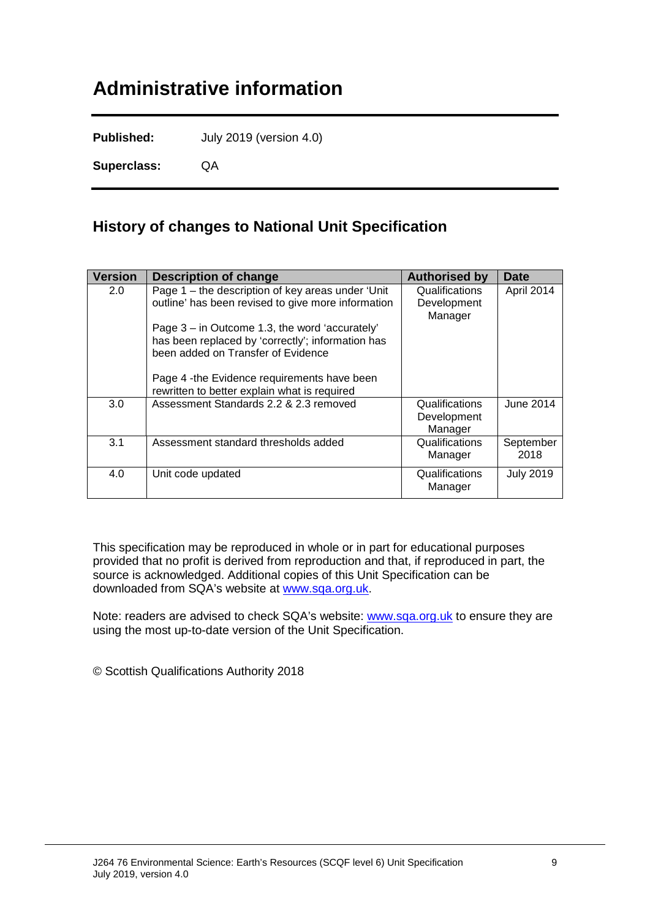# Administrative information

**Published:** July 2019 (version 4.0)

**Superclass:** QA

## History of changes to National Unit Specification

| Version | Description of change | Authorised by | Date |
|---|---|---|---|
| 2.0 | Page 1 – the description of key areas under 'Unit outline' has been revised to give more information<br><br>Page 3 – in Outcome 1.3, the word 'accurately' has been replaced by 'correctly'; information has been added on Transfer of Evidence<br><br>Page 4 -the Evidence requirements have been rewritten to better explain what is required | Qualifications Development Manager | April 2014 |
| 3.0 | Assessment Standards 2.2 & 2.3 removed | Qualifications Development Manager | June 2014 |
| 3.1 | Assessment standard thresholds added | Qualifications Manager | September 2018 |
| 4.0 | Unit code updated | Qualifications Manager | July 2019 |

This specification may be reproduced in whole or in part for educational purposes provided that no profit is derived from reproduction and that, if reproduced in part, the source is acknowledged. Additional copies of this Unit Specification can be downloaded from SQA's website at www.sqa.org.uk.

Note: readers are advised to check SQA's website: www.sqa.org.uk to ensure they are using the most up-to-date version of the Unit Specification.

© Scottish Qualifications Authority 2018